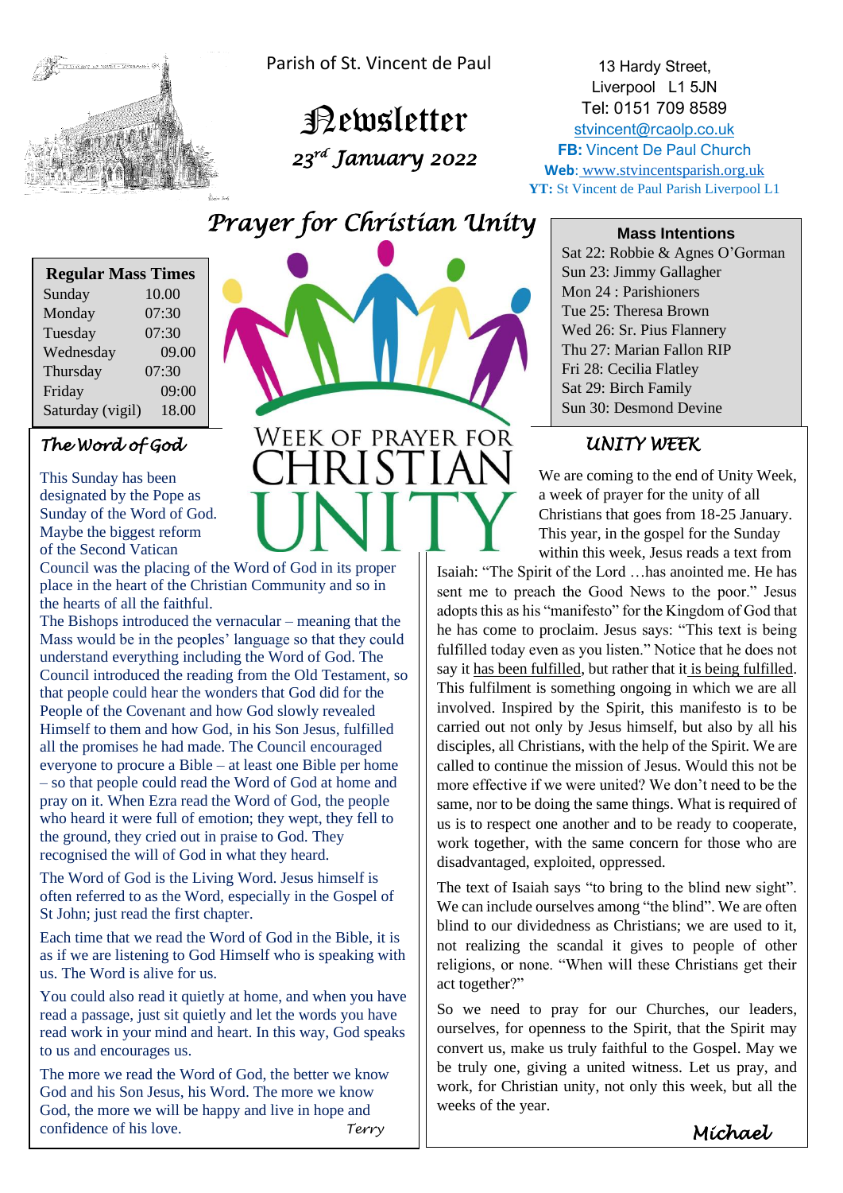Parish of St. Vincent de Paul

# Newsletter

*23rd January 2022*

13 Hardy Street,
Liverpool L1 5JN
Tel: 0151 709 8589
stvincent@rcaolp.co.uk
**FB:** Vincent De Paul Church
**Web**: www.stvincentsparish.org.uk
**YT:** St Vincent de Paul Parish Liverpool L1

## Prayer for Christian Unity

| Regular Mass Times | |
|---|---|
| Sunday | 10.00 |
| Monday | 07:30 |
| Tuesday | 07:30 |
| Wednesday | 09.00 |
| Thursday | 07:30 |
| Friday | 09:00 |
| Saturday (vigil) | 18.00 |

WEEK OF PRAYER FOR CHRISTIAN UNITY

**Mass Intentions**

Sat 22: Robbie & Agnes O'Gorman
Sun 23: Jimmy Gallagher
Mon 24 : Parishioners
Tue 25: Theresa Brown
Wed 26: Sr. Pius Flannery
Thu 27: Marian Fallon RIP
Fri 28: Cecilia Flatley
Sat 29: Birch Family
Sun 30: Desmond Devine

### The Word of God

This Sunday has been designated by the Pope as Sunday of the Word of God. Maybe the biggest reform of the Second Vatican Council was the placing of the Word of God in its proper place in the heart of the Christian Community and so in the hearts of all the faithful.
The Bishops introduced the vernacular – meaning that the Mass would be in the peoples' language so that they could understand everything including the Word of God. The Council introduced the reading from the Old Testament, so that people could hear the wonders that God did for the People of the Covenant and how God slowly revealed Himself to them and how God, in his Son Jesus, fulfilled all the promises he had made. The Council encouraged everyone to procure a Bible – at least one Bible per home – so that people could read the Word of God at home and pray on it. When Ezra read the Word of God, the people who heard it were full of emotion; they wept, they fell to the ground, they cried out in praise to God. They recognised the will of God in what they heard.

The Word of God is the Living Word. Jesus himself is often referred to as the Word, especially in the Gospel of St John; just read the first chapter.

Each time that we read the Word of God in the Bible, it is as if we are listening to God Himself who is speaking with us. The Word is alive for us.

You could also read it quietly at home, and when you have read a passage, just sit quietly and let the words you have read work in your mind and heart. In this way, God speaks to us and encourages us.

The more we read the Word of God, the better we know God and his Son Jesus, his Word. The more we know God, the more we will be happy and live in hope and confidence of his love.

*Terry*

### UNITY WEEK

We are coming to the end of Unity Week, a week of prayer for the unity of all Christians that goes from 18-25 January. This year, in the gospel for the Sunday within this week, Jesus reads a text from Isaiah: "The Spirit of the Lord …has anointed me. He has sent me to preach the Good News to the poor." Jesus adopts this as his "manifesto" for the Kingdom of God that he has come to proclaim. Jesus says: "This text is being fulfilled today even as you listen." Notice that he does not say it <u>has been fulfilled</u>, but rather that it <u>is being fulfilled</u>. This fulfilment is something ongoing in which we are all involved. Inspired by the Spirit, this manifesto is to be carried out not only by Jesus himself, but also by all his disciples, all Christians, with the help of the Spirit. We are called to continue the mission of Jesus. Would this not be more effective if we were united? We don't need to be the same, nor to be doing the same things. What is required of us is to respect one another and to be ready to cooperate, work together, with the same concern for those who are disadvantaged, exploited, oppressed.

The text of Isaiah says "to bring to the blind new sight". We can include ourselves among "the blind". We are often blind to our dividedness as Christians; we are used to it, not realizing the scandal it gives to people of other religions, or none. "When will these Christians get their act together?"

So we need to pray for our Churches, our leaders, ourselves, for openness to the Spirit, that the Spirit may convert us, make us truly faithful to the Gospel. May we be truly one, giving a united witness. Let us pray, and work, for Christian unity, not only this week, but all the weeks of the year.

*Michael*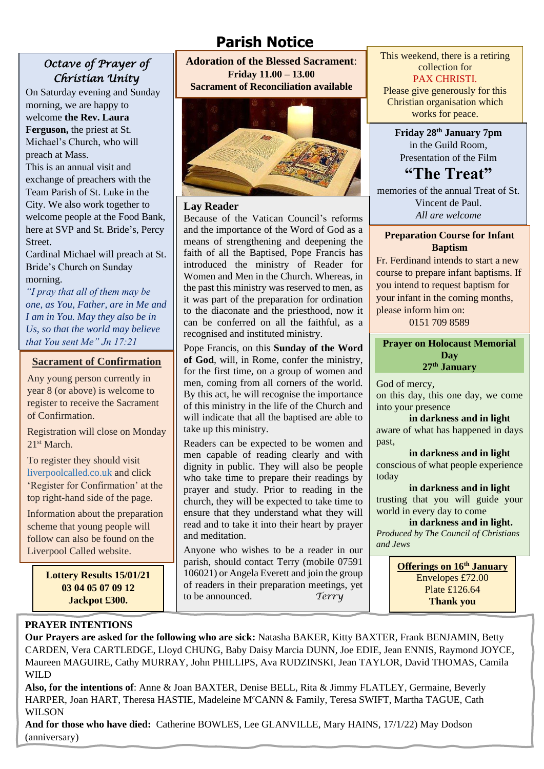# Parish Notice

## *Octave of Prayer of Christian Unity*

On Saturday evening and Sunday morning, we are happy to welcome **the Rev. Laura Ferguson,** the priest at St. Michael's Church, who will preach at Mass.

This is an annual visit and exchange of preachers with the Team Parish of St. Luke in the City. We also work together to welcome people at the Food Bank, here at SVP and St. Bride's, Percy Street.

Cardinal Michael will preach at St. Bride's Church on Sunday morning.

*"I pray that all of them may be one, as You, Father, are in Me and I am in You. May they also be in Us, so that the world may believe that You sent Me" Jn 17:21*

## Sacrament of Confirmation

Any young person currently in year 8 (or above) is welcome to register to receive the Sacrament of Confirmation.

Registration will close on Monday 21st March.

To register they should visit liverpoolcalled.co.uk and click 'Register for Confirmation' at the top right-hand side of the page.

Information about the preparation scheme that young people will follow can also be found on the Liverpool Called website.

**Lottery Results 15/01/21**
**03 04 05 07 09 12**
**Jackpot £300.**

**Adoration of the Blessed Sacrament**:
**Friday 11.00 – 13.00**
**Sacrament of Reconciliation available**

## Lay Reader

Because of the Vatican Council's reforms and the importance of the Word of God as a means of strengthening and deepening the faith of all the Baptised, Pope Francis has introduced the ministry of Reader for Women and Men in the Church. Whereas, in the past this ministry was reserved to men, as it was part of the preparation for ordination to the diaconate and the priesthood, now it can be conferred on all the faithful, as a recognised and instituted ministry.

Pope Francis, on this **Sunday of the Word of God**, will, in Rome, confer the ministry, for the first time, on a group of women and men, coming from all corners of the world. By this act, he will recognise the importance of this ministry in the life of the Church and will indicate that all the baptised are able to take up this ministry.

Readers can be expected to be women and men capable of reading clearly and with dignity in public. They will also be people who take time to prepare their readings by prayer and study. Prior to reading in the church, they will be expected to take time to ensure that they understand what they will read and to take it into their heart by prayer and meditation.

Anyone who wishes to be a reader in our parish, should contact Terry (mobile 07591 106021) or Angela Everett and join the group of readers in their preparation meetings, yet to be announced. *Terry*

This weekend, there is a retiring collection for PAX CHRISTI. Please give generously for this Christian organisation which works for peace.

**Friday 28th January 7pm**
in the Guild Room,
Presentation of the Film

**"The Treat"**

memories of the annual Treat of St. Vincent de Paul.
*All are welcome*

## Preparation Course for Infant Baptism

Fr. Ferdinand intends to start a new course to prepare infant baptisms. If you intend to request baptism for your infant in the coming months, please inform him on:
0151 709 8589

## Prayer on Holocaust Memorial Day 27th January

God of mercy,
on this day, this one day, we come into your presence
**in darkness and in light**
aware of what has happened in days past,
**in darkness and in light**
conscious of what people experience today
**in darkness and in light**
trusting that you will guide your world in every day to come
**in darkness and in light.**
*Produced by The Council of Christians and Jews*

**Offerings on 16th January**
Envelopes £72.00
Plate £126.64
**Thank you**

**PRAYER INTENTIONS**

**Our Prayers are asked for the following who are sick:** Natasha BAKER, Kitty BAXTER, Frank BENJAMIN, Betty CARDEN, Vera CARTLEDGE, Lloyd CHUNG, Baby Daisy Marcia DUNN, Joe EDIE, Jean ENNIS, Raymond JOYCE, Maureen MAGUIRE, Cathy MURRAY, John PHILLIPS, Ava RUDZINSKI, Jean TAYLOR, David THOMAS, Camila WILD

**Also, for the intentions of**: Anne & Joan BAXTER, Denise BELL, Rita & Jimmy FLATLEY, Germaine, Beverly HARPER, Joan HART, Theresa HASTIE, Madeleine McCANN & Family, Teresa SWIFT, Martha TAGUE, Cath WILSON

**And for those who have died:** Catherine BOWLES, Lee GLANVILLE, Mary HAINS, 17/1/22) May Dodson (anniversary)